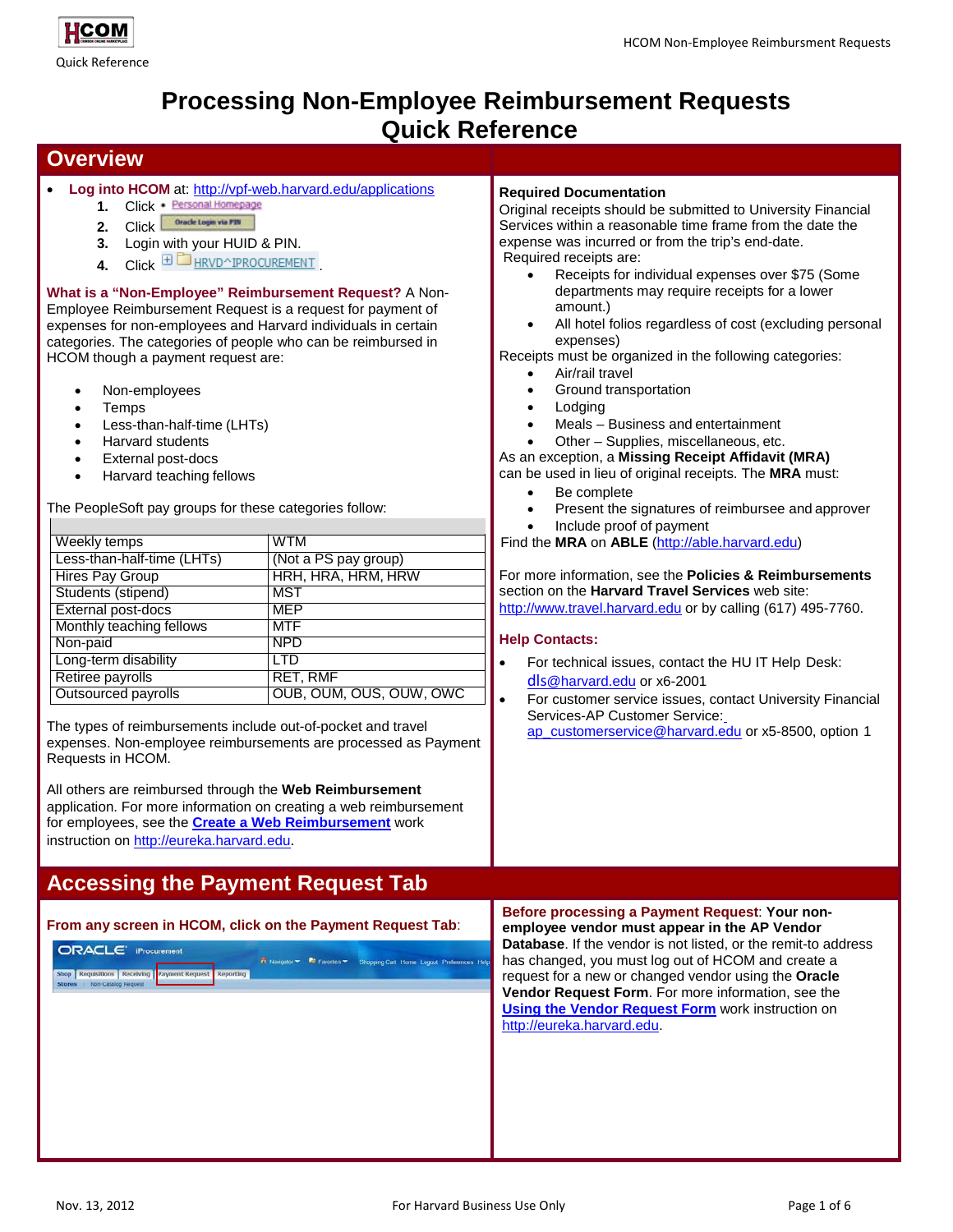# Processing Non-Employee Reimbursement Requests Quick Reference

## Overview

- **Log into HCOM** at: http://vpf-web.harvard.edu/applications
  1. Click • Personal Homepage
  2. Click Oracle Login via PIN
  3. Login with your HUID & PIN.
  4. Click HRVD^IPROCUREMENT.

**What is a "Non-Employee" Reimbursement Request?** A Non-Employee Reimbursement Request is a request for payment of expenses for non-employees and Harvard individuals in certain categories. The categories of people who can be reimbursed in HCOM though a payment request are:

- Non-employees
- Temps
- Less-than-half-time (LHTs)
- Harvard students
- External post-docs
- Harvard teaching fellows

The PeopleSoft pay groups for these categories follow:

| | |
|---|---|
| Weekly temps | WTM |
| Less-than-half-time (LHTs) | (Not a PS pay group) |
| Hires Pay Group | HRH, HRA, HRM, HRW |
| Students (stipend) | MST |
| External post-docs | MEP |
| Monthly teaching fellows | MTF |
| Non-paid | NPD |
| Long-term disability | LTD |
| Retiree payrolls | RET, RMF |
| Outsourced payrolls | OUB, OUM, OUS, OUW, OWC |

The types of reimbursements include out-of-pocket and travel expenses. Non-employee reimbursements are processed as Payment Requests in HCOM.

All others are reimbursed through the **Web Reimbursement** application. For more information on creating a web reimbursement for employees, see the **Create a Web Reimbursement** work instruction on http://eureka.harvard.edu.

**Required Documentation**

Original receipts should be submitted to University Financial Services within a reasonable time frame from the date the expense was incurred or from the trip's end-date.

Required receipts are:

- Receipts for individual expenses over $75 (Some departments may require receipts for a lower amount.)
- All hotel folios regardless of cost (excluding personal expenses)

Receipts must be organized in the following categories:

- Air/rail travel
- Ground transportation
- Lodging
- Meals – Business and entertainment
- Other – Supplies, miscellaneous, etc.

As an exception, a **Missing Receipt Affidavit (MRA)** can be used in lieu of original receipts. The **MRA** must:

- Be complete
- Present the signatures of reimbursee and approver
- Include proof of payment

Find the **MRA** on **ABLE** (http://able.harvard.edu)

For more information, see the **Policies & Reimbursements** section on the **Harvard Travel Services** web site: http://www.travel.harvard.edu or by calling (617) 495-7760.

**Help Contacts:**

- For technical issues, contact the HU IT Help Desk: dls@harvard.edu or x6-2001
- For customer service issues, contact University Financial Services-AP Customer Service: ap_customerservice@harvard.edu or x5-8500, option 1

## Accessing the Payment Request Tab

**From any screen in HCOM, click on the Payment Request Tab:**

**Before processing a Payment Request**: **Your non-employee vendor must appear in the AP Vendor Database**. If the vendor is not listed, or the remit-to address has changed, you must log out of HCOM and create a request for a new or changed vendor using the **Oracle Vendor Request Form**. For more information, see the **Using the Vendor Request Form** work instruction on http://eureka.harvard.edu.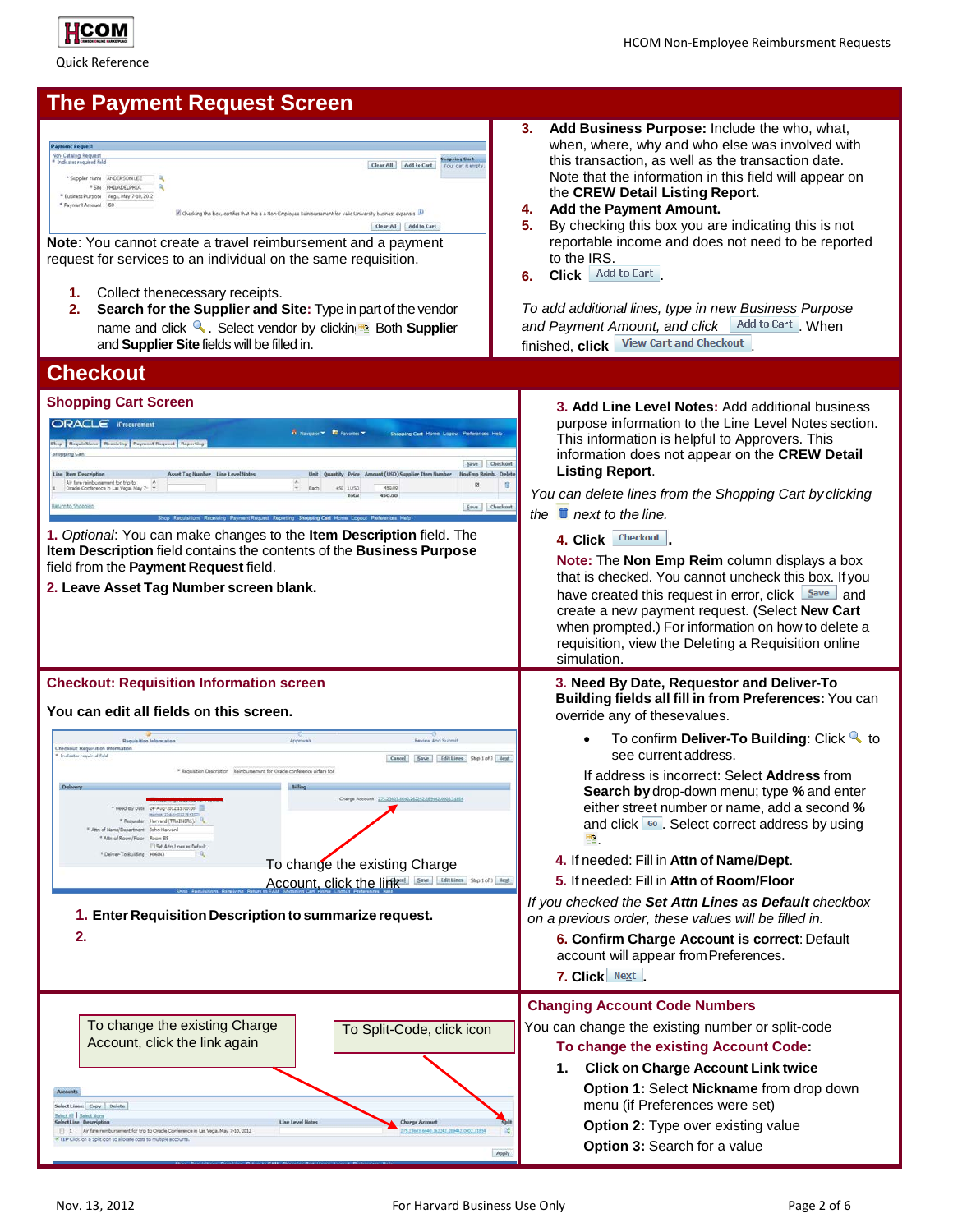# The Payment Request Screen

**Note**: You cannot create a travel reimbursement and a payment request for services to an individual on the same requisition.

1. Collect the necessary receipts.
2. **Search for the Supplier and Site:** Type in part of the vendor name and click 🔍. Select vendor by clicking . Both **Supplier** and **Supplier Site** fields will be filled in.
3. **Add Business Purpose:** Include the who, what, when, where, why and who else was involved with this transaction, as well as the transaction date. Note that the information in this field will appear on the **CREW Detail Listing Report**.
4. **Add the Payment Amount.**
5. By checking this box you are indicating this is not reportable income and does not need to be reported to the IRS.
6. **Click** Add to Cart.

*To add additional lines, type in new Business Purpose and Payment Amount, and click* Add to Cart. When finished, **click** View Cart and Checkout.

# Checkout

## Shopping Cart Screen

1. *Optional*: You can make changes to the **Item Description** field. The **Item Description** field contains the contents of the **Business Purpose** field from the **Payment Request** field.
2. **Leave Asset Tag Number screen blank.**
3. **Add Line Level Notes:** Add additional business purpose information to the Line Level Notes section. This information is helpful to Approvers. This information does not appear on the **CREW Detail Listing Report**.

*You can delete lines from the Shopping Cart by clicking the* 🗑 *next to the line.*

4. Click Checkout.

**Note:** The **Non Emp Reim** column displays a box that is checked. You cannot uncheck this box. If you have created this request in error, click Save and create a new payment request. (Select **New Cart** when prompted.) For information on how to delete a requisition, view the Deleting a Requisition online simulation.

## Checkout: Requisition Information screen

**You can edit all fields on this screen.**

To change the existing Charge Account, click the link

1. **Enter Requisition Description to summarize request.**
2. 
3. **Need By Date, Requestor and Deliver-To Building fields all fill in from Preferences:** You can override any of these values.
   - To confirm **Deliver-To Building**: Click 🔍 to see current address.

   If address is incorrect: Select **Address** from **Search by** drop-down menu; type **%** and enter either street number or name and a second **%** and click Go. Select correct address by using .
4. If needed: Fill in **Attn of Name/Dept**.
5. If needed: Fill in **Attn of Room/Floor**

*If you checked the* ***Set Attn Lines as Default*** *checkbox on a previous order, these values will be filled in.*

6. **Confirm Charge Account is correct**: Default account will appear from Preferences.
7. **Click** Next.

To change the existing Charge Account, click the link again

To Split-Code, click icon

## Changing Account Code Numbers

You can change the existing number or split-code

**To change the existing Account Code:**

1. **Click on Charge Account Link twice**

   **Option 1:** Select **Nickname** from drop down menu (if Preferences were set)

   **Option 2:** Type over existing value

   **Option 3:** Search for a value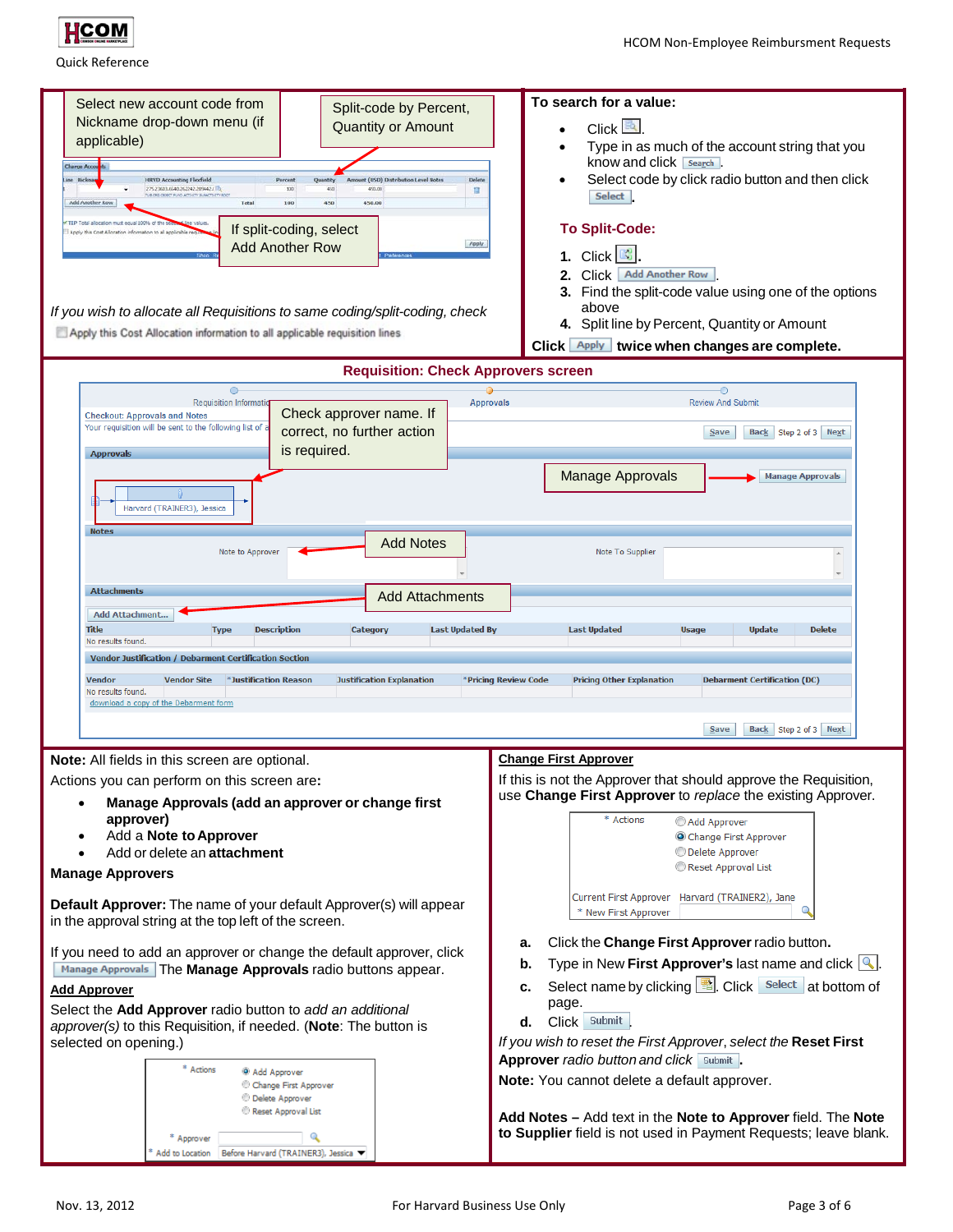Quick Reference

Select new account code from Nickname drop-down menu (if applicable)

Split-code by Percent, Quantity or Amount

If split-coding, select Add Another Row

*If you wish to allocate all Requisitions to same coding/split-coding, check*

Apply this Cost Allocation information to all applicable requisition lines

**To search for a value:**

- Click .
- Type in as much of the account string that you know and click Search.
- Select code by click radio button and then click Select.

## To Split-Code:

1. Click .
2. Click Add Another Row.
3. Find the split-code value using one of the options above
4. Split line by Percent, Quantity or Amount

**Click Apply twice when changes are complete.**

## Requisition: Check Approvers screen

Check approver name. If correct, no further action is required.

Manage Approvals

Add Notes

Add Attachments

**Note:** All fields in this screen are optional.

Actions you can perform on this screen are**:**

- **Manage Approvals (add an approver or change first approver)**
- Add a **Note to Approver**
- Add or delete an **attachment**

**Manage Approvers**

**Default Approver:** The name of your default Approver(s) will appear in the approval string at the top left of the screen.

If you need to add an approver or change the default approver, click Manage Approvals The **Manage Approvals** radio buttons appear.

**Add Approver**

Select the **Add Approver** radio button to *add an additional approver(s)* to this Requisition, if needed. (**Note**: The button is selected on opening.)

**Change First Approver**

If this is not the Approver that should approve the Requisition, use **Change First Approver** to *replace* the existing Approver.

a. Click the **Change First Approver** radio button**.**
b. Type in New **First Approver's** last name and click .
c. Select name by clicking . Click Select at bottom of page.
d. Click Submit.

*If you wish to reset the First Approver, select the* **Reset First Approver** *radio button and click* Submit.

**Note:** You cannot delete a default approver.

**Add Notes –** Add text in the **Note to Approver** field. The **Note to Supplier** field is not used in Payment Requests; leave blank.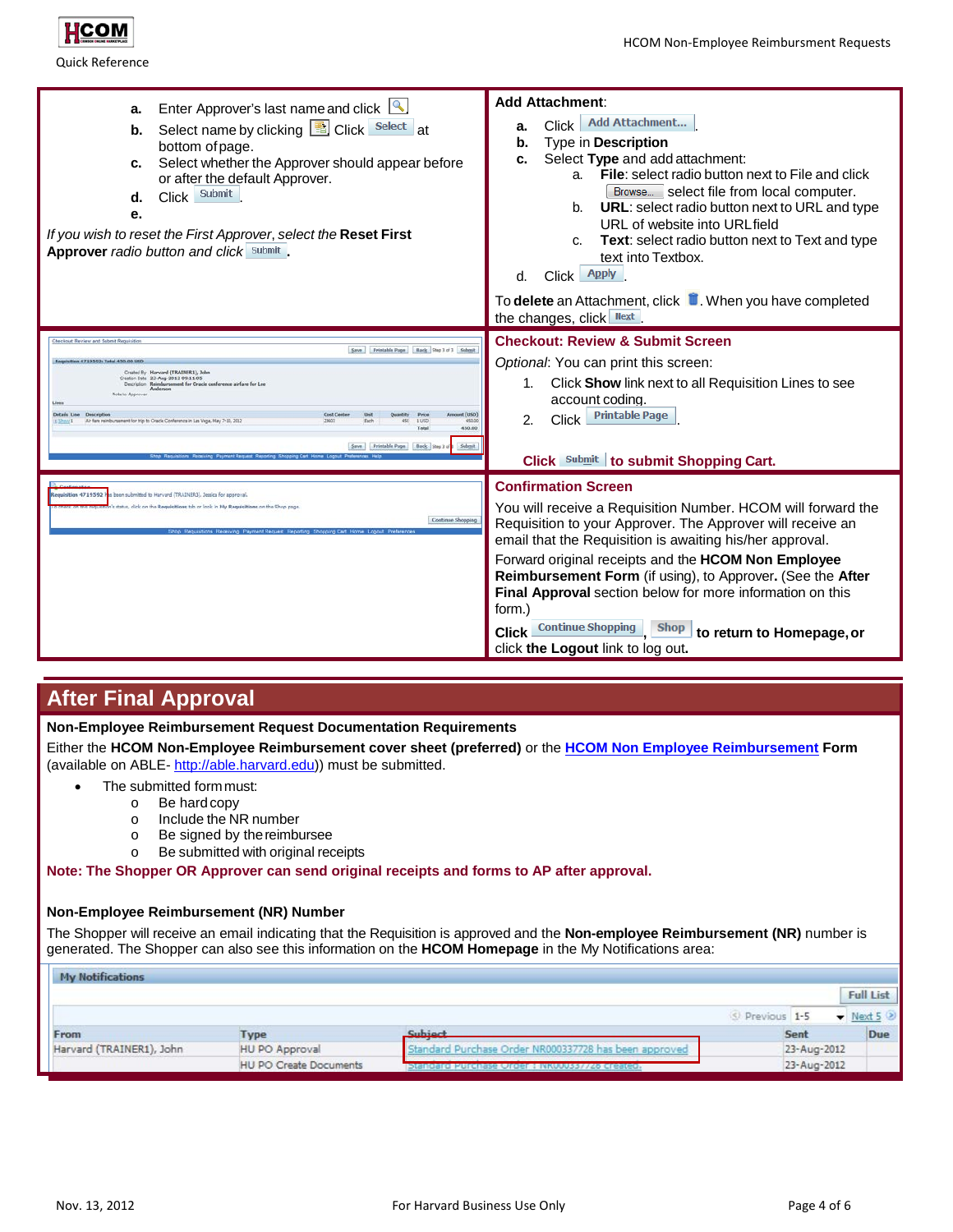a. Enter Approver's last name and click
b. Select name by clicking . Click Select at bottom of page.
c. Select whether the Approver should appear before or after the default Approver.
d. Click Submit.
e.

*If you wish to reset the First Approver, select the* **Reset First Approver** *radio button and click* Submit.

**Add Attachment**:

a. Click Add Attachment...
b. Type in **Description**
c. Select **Type** and add attachment:
   a. **File**: select radio button next to File and click Browse... select file from local computer.
   b. **URL**: select radio button next to URL and type URL of website into URL field
   c. **Text**: select radio button next to Text and type text into Textbox.
d. Click Apply

To **delete** an Attachment, click . When you have completed the changes, click Next.

### Checkout: Review & Submit Screen

*Optional*: You can print this screen:

1. Click **Show** link next to all Requisition Lines to see account coding.
2. Click Printable Page.

**Click Submit to submit Shopping Cart.**

### Confirmation Screen

You will receive a Requisition Number. HCOM will forward the Requisition to your Approver. The Approver will receive an email that the Requisition is awaiting his/her approval.

Forward original receipts and the **HCOM Non Employee Reimbursement Form** (if using), to Approver. (See the **After Final Approval** section below for more information on this form.)

**Click** Continue Shopping, Shop **to return to Homepage, or** click **the Logout** link to log out.

## After Final Approval

**Non-Employee Reimbursement Request Documentation Requirements**

Either the **HCOM Non-Employee Reimbursement cover sheet (preferred)** or the **HCOM Non Employee Reimbursement Form** (available on ABLE- http://able.harvard.edu)) must be submitted.

- The submitted form must:
  - o Be hard copy
  - o Include the NR number
  - o Be signed by the reimbursee
  - o Be submitted with original receipts

**Note: The Shopper OR Approver can send original receipts and forms to AP after approval.**

**Non-Employee Reimbursement (NR) Number**

The Shopper will receive an email indicating that the Requisition is approved and the **Non-employee Reimbursement (NR)** number is generated. The Shopper can also see this information on the **HCOM Homepage** in the My Notifications area:

**My Notifications**

| From | Type | Subject | Sent | Due |
|---|---|---|---|---|
| Harvard (TRAINER1), John | HU PO Approval | Standard Purchase Order NR000337728 has been approved | 23-Aug-2012 | |
| | HU PO Create Documents | Standard Purchase Order : NR000337728 created. | 23-Aug-2012 | |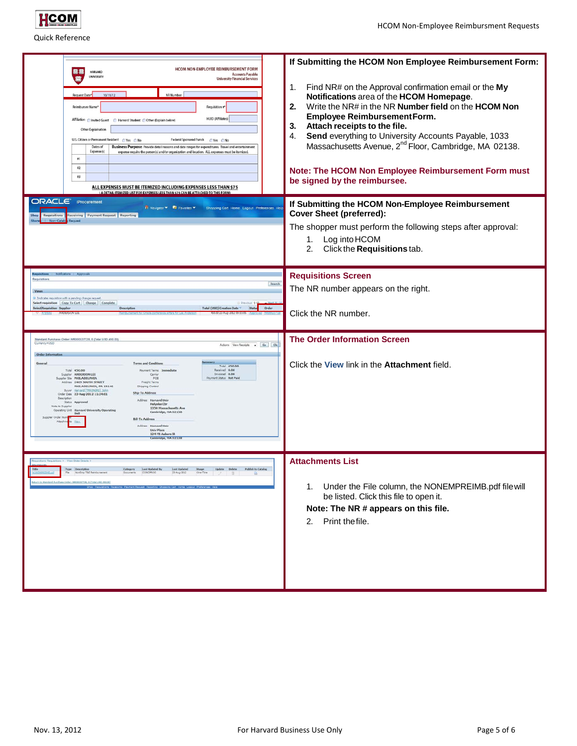**If Submitting the HCOM Non Employee Reimbursement Form:**

1. Find NR# on the Approval confirmation email or the **My Notifications** area of the **HCOM Homepage**.
2. Write the NR# in the NR **Number field** on the **HCOM Non Employee Reimbursement Form.**
3. **Attach receipts to the file.**
4. **Send** everything to University Accounts Payable, 1033 Massachusetts Avenue, 2nd Floor, Cambridge, MA 02138.

**Note: The HCOM Non Employee Reimbursement Form must be signed by the reimbursee.**

**If Submitting the HCOM Non-Employee Reimbursement Cover Sheet (preferred):**

The shopper must perform the following steps after approval:

1. Log into HCOM
2. Click the **Requisitions** tab.

**Requisitions Screen**

The NR number appears on the right.

Click the NR number.

**The Order Information Screen**

Click the **View** link in the **Attachment** field.

**Attachments List**

1. Under the File column, the NONEMPREIMB.pdf file will be listed. Click this file to open it.

**Note: The NR # appears on this file.**

2. Print the file.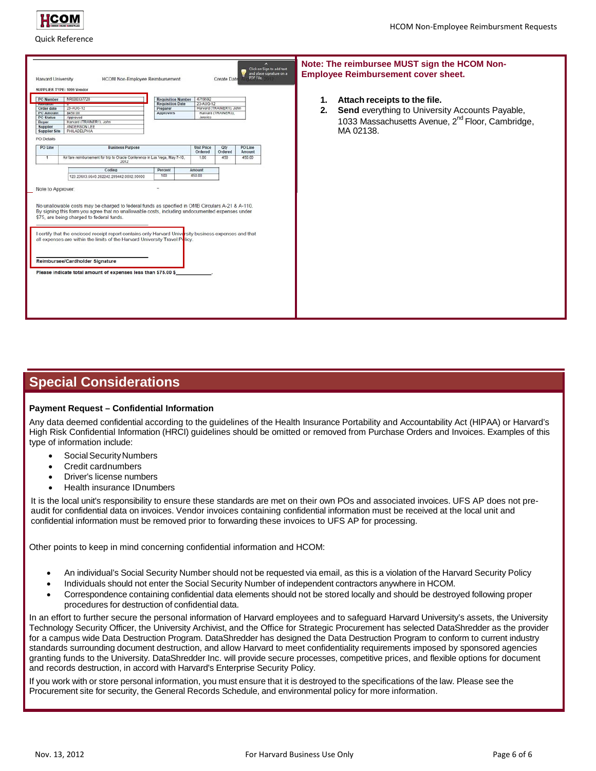Note: The reimbursee MUST sign the HCOM Non-Employee Reimbursement cover sheet.

1. **Attach receipts to the file.**
2. **Send** everything to University Accounts Payable, 1033 Massachusetts Avenue, 2nd Floor, Cambridge, MA 02138.

## Special Considerations

**Payment Request – Confidential Information**

Any data deemed confidential according to the guidelines of the Health Insurance Portability and Accountability Act (HIPAA) or Harvard's High Risk Confidential Information (HRCI) guidelines should be omitted or removed from Purchase Orders and Invoices. Examples of this type of information include:

- Social Security Numbers
- Credit card numbers
- Driver's license numbers
- Health insurance ID numbers

It is the local unit's responsibility to ensure these standards are met on their own POs and associated invoices. UFS AP does not pre-audit for confidential data on invoices. Vendor invoices containing confidential information must be received at the local unit and confidential information must be removed prior to forwarding these invoices to UFS AP for processing.

Other points to keep in mind concerning confidential information and HCOM:

- An individual's Social Security Number should not be requested via email, as this is a violation of the Harvard Security Policy
- Individuals should not enter the Social Security Number of independent contractors anywhere in HCOM.
- Correspondence containing confidential data elements should not be stored locally and should be destroyed following proper procedures for destruction of confidential data.

In an effort to further secure the personal information of Harvard employees and to safeguard Harvard University's assets, the University Technology Security Officer, the University Archivist, and the Office for Strategic Procurement has selected DataShredder as the provider for a campus wide Data Destruction Program. DataShredder has designed the Data Destruction Program to conform to current industry standards surrounding document destruction, and allow Harvard to meet confidentiality requirements imposed by sponsored agencies granting funds to the University. DataShredder Inc. will provide secure processes, competitive prices, and flexible options for document and records destruction, in accord with Harvard's Enterprise Security Policy.

If you work with or store personal information, you must ensure that it is destroyed to the specifications of the law. Please see the Procurement site for security, the General Records Schedule, and environmental policy for more information.